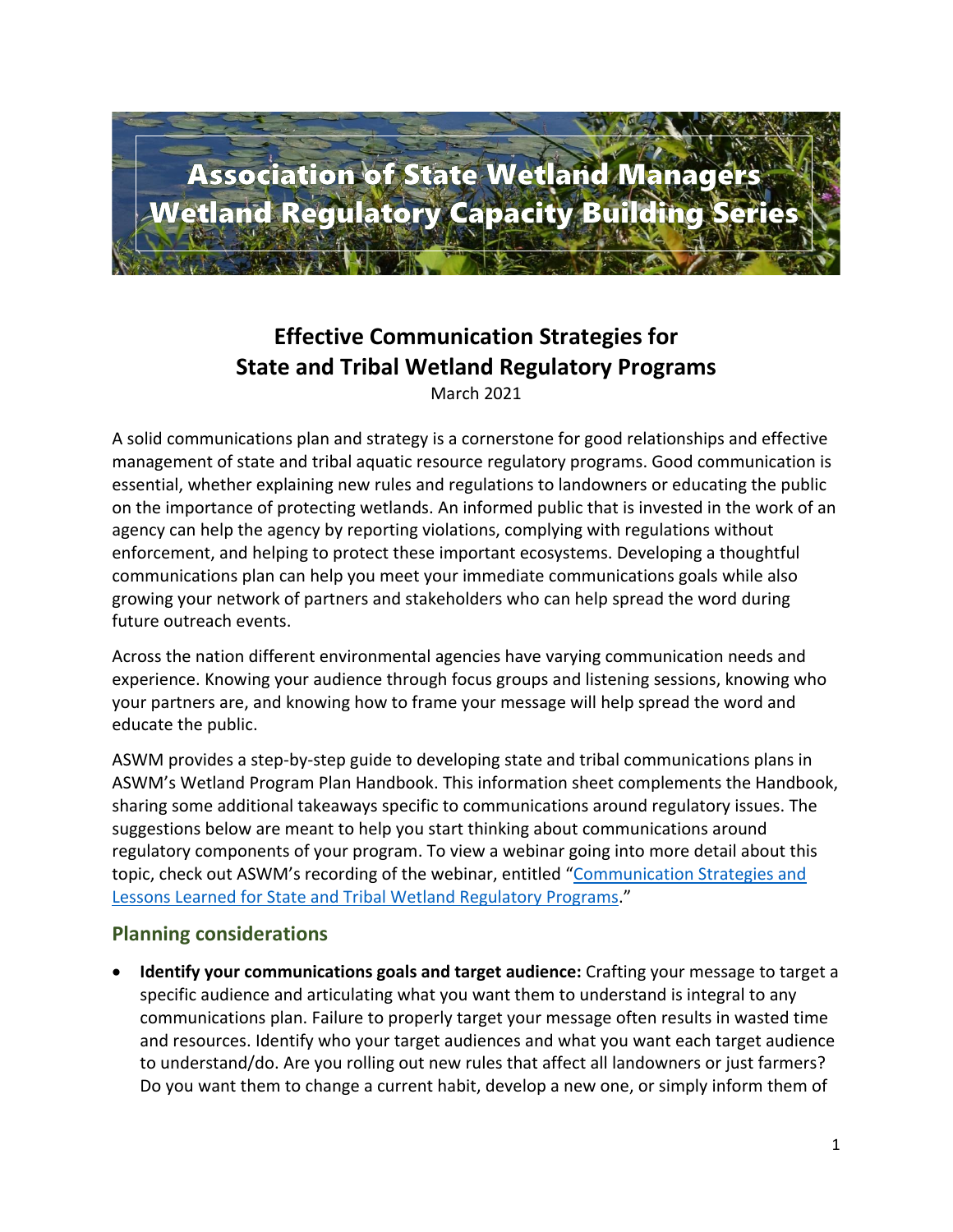# Association of State Wetland Managers
# Wetland Regulatory Capacity Building Series

## Effective Communication Strategies for State and Tribal Wetland Regulatory Programs

March 2021

A solid communications plan and strategy is a cornerstone for good relationships and effective management of state and tribal aquatic resource regulatory programs. Good communication is essential, whether explaining new rules and regulations to landowners or educating the public on the importance of protecting wetlands. An informed public that is invested in the work of an agency can help the agency by reporting violations, complying with regulations without enforcement, and helping to protect these important ecosystems. Developing a thoughtful communications plan can help you meet your immediate communications goals while also growing your network of partners and stakeholders who can help spread the word during future outreach events.

Across the nation different environmental agencies have varying communication needs and experience. Knowing your audience through focus groups and listening sessions, knowing who your partners are, and knowing how to frame your message will help spread the word and educate the public.

ASWM provides a step-by-step guide to developing state and tribal communications plans in ASWM's Wetland Program Plan Handbook. This information sheet complements the Handbook, sharing some additional takeaways specific to communications around regulatory issues. The suggestions below are meant to help you start thinking about communications around regulatory components of your program. To view a webinar going into more detail about this topic, check out ASWM's recording of the webinar, entitled "Communication Strategies and Lessons Learned for State and Tribal Wetland Regulatory Programs."

### Planning considerations

- **Identify your communications goals and target audience:** Crafting your message to target a specific audience and articulating what you want them to understand is integral to any communications plan. Failure to properly target your message often results in wasted time and resources. Identify who your target audiences and what you want each target audience to understand/do. Are you rolling out new rules that affect all landowners or just farmers? Do you want them to change a current habit, develop a new one, or simply inform them of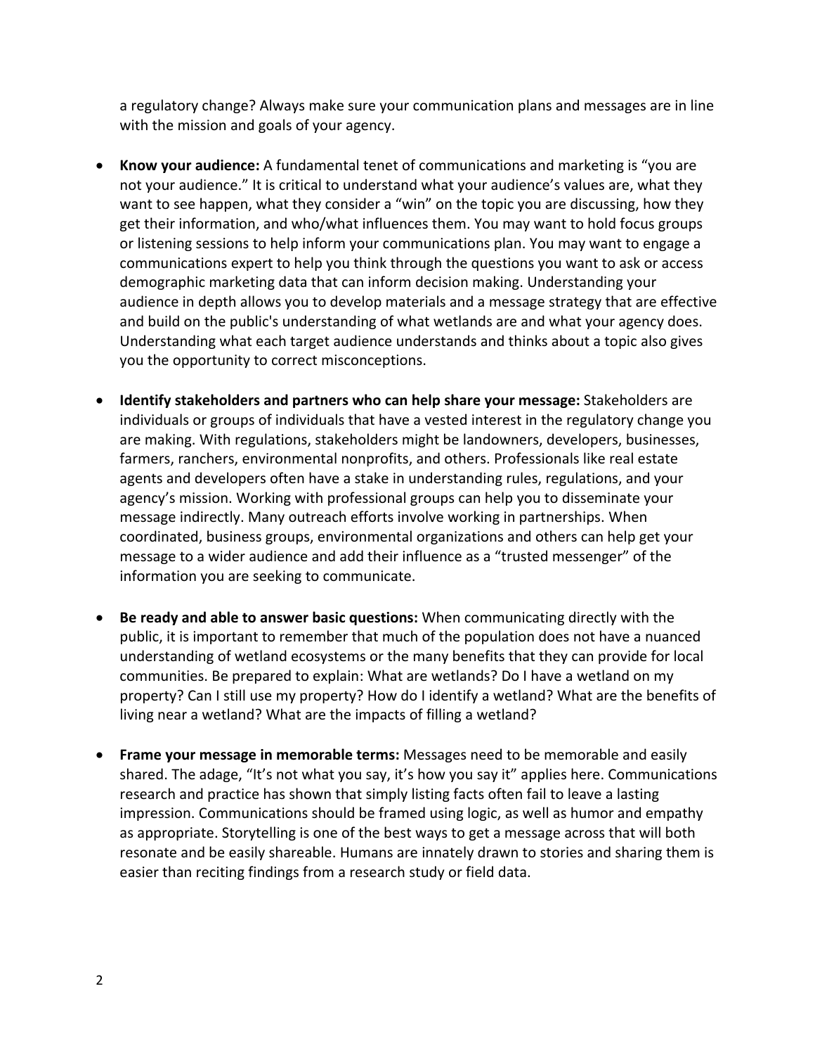a regulatory change? Always make sure your communication plans and messages are in line with the mission and goals of your agency.

- **Know your audience:** A fundamental tenet of communications and marketing is "you are not your audience." It is critical to understand what your audience's values are, what they want to see happen, what they consider a "win" on the topic you are discussing, how they get their information, and who/what influences them. You may want to hold focus groups or listening sessions to help inform your communications plan. You may want to engage a communications expert to help you think through the questions you want to ask or access demographic marketing data that can inform decision making. Understanding your audience in depth allows you to develop materials and a message strategy that are effective and build on the public's understanding of what wetlands are and what your agency does. Understanding what each target audience understands and thinks about a topic also gives you the opportunity to correct misconceptions.

- **Identify stakeholders and partners who can help share your message:** Stakeholders are individuals or groups of individuals that have a vested interest in the regulatory change you are making. With regulations, stakeholders might be landowners, developers, businesses, farmers, ranchers, environmental nonprofits, and others. Professionals like real estate agents and developers often have a stake in understanding rules, regulations, and your agency's mission. Working with professional groups can help you to disseminate your message indirectly. Many outreach efforts involve working in partnerships. When coordinated, business groups, environmental organizations and others can help get your message to a wider audience and add their influence as a "trusted messenger" of the information you are seeking to communicate.

- **Be ready and able to answer basic questions:** When communicating directly with the public, it is important to remember that much of the population does not have a nuanced understanding of wetland ecosystems or the many benefits that they can provide for local communities. Be prepared to explain: What are wetlands? Do I have a wetland on my property? Can I still use my property? How do I identify a wetland? What are the benefits of living near a wetland? What are the impacts of filling a wetland?

- **Frame your message in memorable terms:** Messages need to be memorable and easily shared. The adage, "It's not what you say, it's how you say it" applies here. Communications research and practice has shown that simply listing facts often fail to leave a lasting impression. Communications should be framed using logic, as well as humor and empathy as appropriate. Storytelling is one of the best ways to get a message across that will both resonate and be easily shareable. Humans are innately drawn to stories and sharing them is easier than reciting findings from a research study or field data.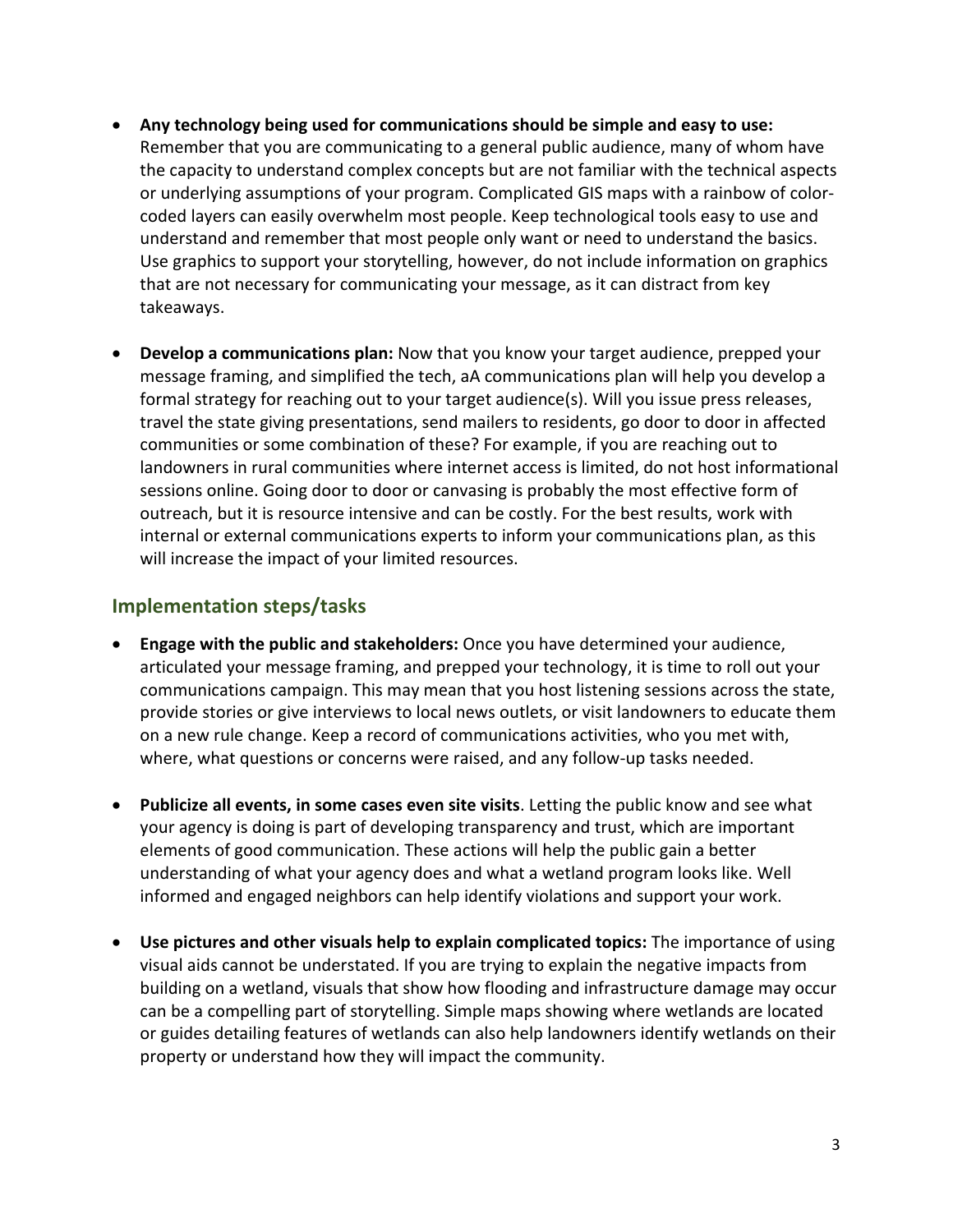- **Any technology being used for communications should be simple and easy to use:** Remember that you are communicating to a general public audience, many of whom have the capacity to understand complex concepts but are not familiar with the technical aspects or underlying assumptions of your program. Complicated GIS maps with a rainbow of color-coded layers can easily overwhelm most people. Keep technological tools easy to use and understand and remember that most people only want or need to understand the basics. Use graphics to support your storytelling, however, do not include information on graphics that are not necessary for communicating your message, as it can distract from key takeaways.

- **Develop a communications plan:** Now that you know your target audience, prepped your message framing, and simplified the tech, aA communications plan will help you develop a formal strategy for reaching out to your target audience(s). Will you issue press releases, travel the state giving presentations, send mailers to residents, go door to door in affected communities or some combination of these? For example, if you are reaching out to landowners in rural communities where internet access is limited, do not host informational sessions online. Going door to door or canvasing is probably the most effective form of outreach, but it is resource intensive and can be costly. For the best results, work with internal or external communications experts to inform your communications plan, as this will increase the impact of your limited resources.

## Implementation steps/tasks

- **Engage with the public and stakeholders:** Once you have determined your audience, articulated your message framing, and prepped your technology, it is time to roll out your communications campaign. This may mean that you host listening sessions across the state, provide stories or give interviews to local news outlets, or visit landowners to educate them on a new rule change. Keep a record of communications activities, who you met with, where, what questions or concerns were raised, and any follow-up tasks needed.

- **Publicize all events, in some cases even site visits**. Letting the public know and see what your agency is doing is part of developing transparency and trust, which are important elements of good communication. These actions will help the public gain a better understanding of what your agency does and what a wetland program looks like. Well informed and engaged neighbors can help identify violations and support your work.

- **Use pictures and other visuals help to explain complicated topics:** The importance of using visual aids cannot be understated. If you are trying to explain the negative impacts from building on a wetland, visuals that show how flooding and infrastructure damage may occur can be a compelling part of storytelling. Simple maps showing where wetlands are located or guides detailing features of wetlands can also help landowners identify wetlands on their property or understand how they will impact the community.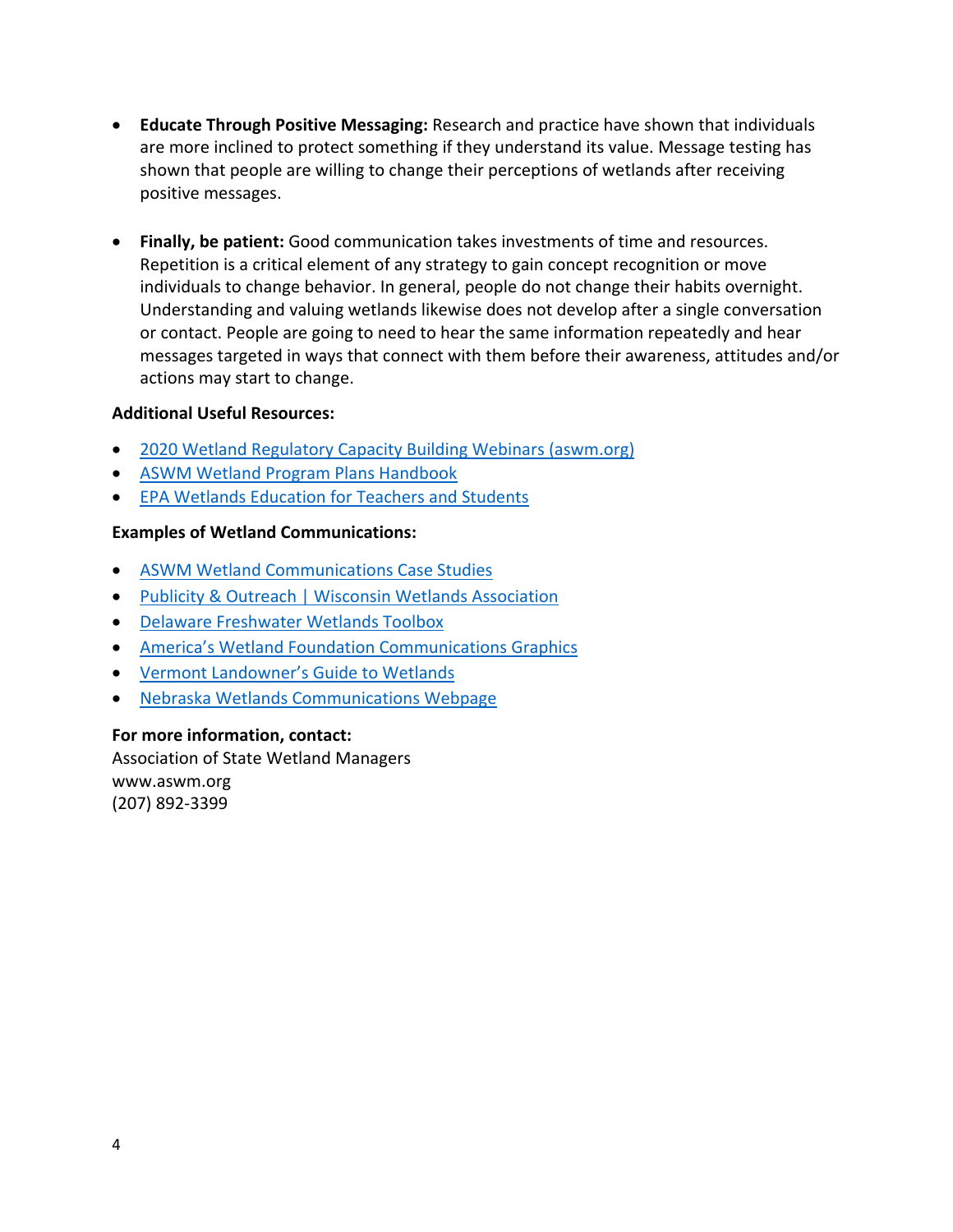- **Educate Through Positive Messaging:** Research and practice have shown that individuals are more inclined to protect something if they understand its value. Message testing has shown that people are willing to change their perceptions of wetlands after receiving positive messages.

- **Finally, be patient:** Good communication takes investments of time and resources. Repetition is a critical element of any strategy to gain concept recognition or move individuals to change behavior. In general, people do not change their habits overnight. Understanding and valuing wetlands likewise does not develop after a single conversation or contact. People are going to need to hear the same information repeatedly and hear messages targeted in ways that connect with them before their awareness, attitudes and/or actions may start to change.

**Additional Useful Resources:**

- 2020 Wetland Regulatory Capacity Building Webinars (aswm.org)
- ASWM Wetland Program Plans Handbook
- EPA Wetlands Education for Teachers and Students

**Examples of Wetland Communications:**

- ASWM Wetland Communications Case Studies
- Publicity & Outreach | Wisconsin Wetlands Association
- Delaware Freshwater Wetlands Toolbox
- America's Wetland Foundation Communications Graphics
- Vermont Landowner's Guide to Wetlands
- Nebraska Wetlands Communications Webpage

**For more information, contact:**
Association of State Wetland Managers
www.aswm.org
(207) 892-3399